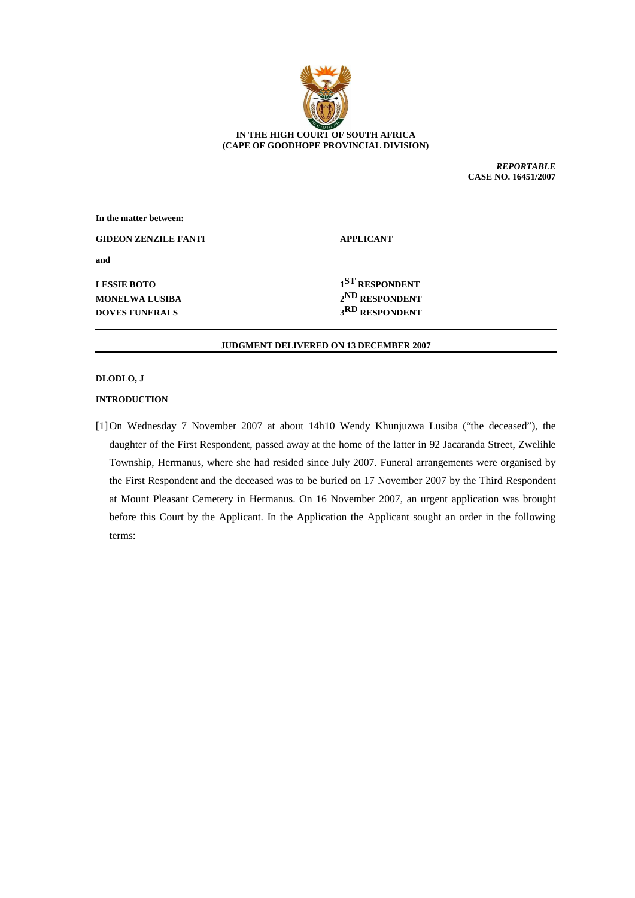**IN THE HIGH COURT OF SOUTH AFRICA**
**(CAPE OF GOODHOPE PROVINCIAL DIVISION)**

*REPORTABLE*
**CASE NO. 16451/2007**

**In the matter between:**

| | |
|---|---|
| **GIDEON ZENZILE FANTI** | **APPLICANT** |
| **and** | |
| **LESSIE BOTO** | **1ST RESPONDENT** |
| **MONELWA LUSIBA** | **2ND RESPONDENT** |
| **DOVES FUNERALS** | **3RD RESPONDENT** |

---

**JUDGMENT DELIVERED ON 13 DECEMBER 2007**

---

**DLODLO, J**

**INTRODUCTION**

[1] On Wednesday 7 November 2007 at about 14h10 Wendy Khunjuzwa Lusiba ("the deceased"), the daughter of the First Respondent, passed away at the home of the latter in 92 Jacaranda Street, Zwelihle Township, Hermanus, where she had resided since July 2007. Funeral arrangements were organised by the First Respondent and the deceased was to be buried on 17 November 2007 by the Third Respondent at Mount Pleasant Cemetery in Hermanus. On 16 November 2007, an urgent application was brought before this Court by the Applicant. In the Application the Applicant sought an order in the following terms: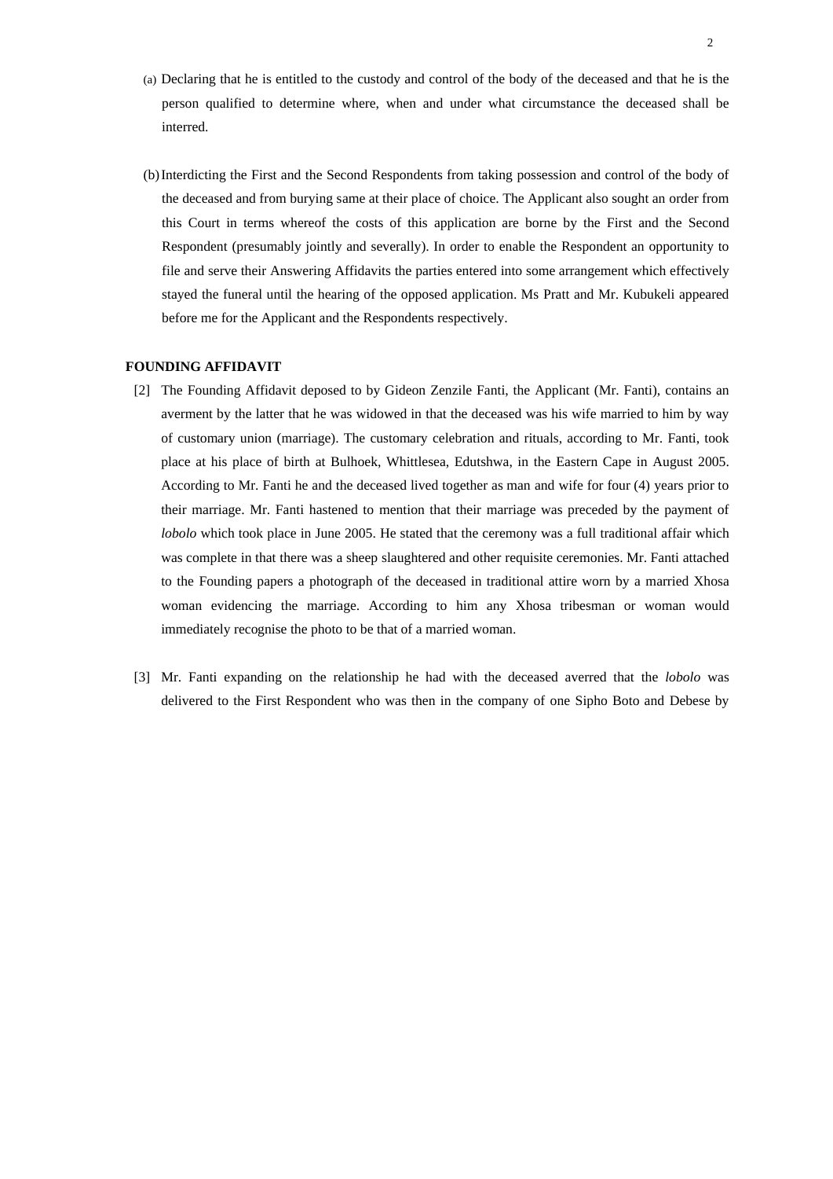(a) Declaring that he is entitled to the custody and control of the body of the deceased and that he is the person qualified to determine where, when and under what circumstance the deceased shall be interred.

(b) Interdicting the First and the Second Respondents from taking possession and control of the body of the deceased and from burying same at their place of choice. The Applicant also sought an order from this Court in terms whereof the costs of this application are borne by the First and the Second Respondent (presumably jointly and severally). In order to enable the Respondent an opportunity to file and serve their Answering Affidavits the parties entered into some arrangement which effectively stayed the funeral until the hearing of the opposed application. Ms Pratt and Mr. Kubukeli appeared before me for the Applicant and the Respondents respectively.

**FOUNDING AFFIDAVIT**

[2] The Founding Affidavit deposed to by Gideon Zenzile Fanti, the Applicant (Mr. Fanti), contains an averment by the latter that he was widowed in that the deceased was his wife married to him by way of customary union (marriage). The customary celebration and rituals, according to Mr. Fanti, took place at his place of birth at Bulhoek, Whittlesea, Edutshwa, in the Eastern Cape in August 2005. According to Mr. Fanti he and the deceased lived together as man and wife for four (4) years prior to their marriage. Mr. Fanti hastened to mention that their marriage was preceded by the payment of *lobolo* which took place in June 2005. He stated that the ceremony was a full traditional affair which was complete in that there was a sheep slaughtered and other requisite ceremonies. Mr. Fanti attached to the Founding papers a photograph of the deceased in traditional attire worn by a married Xhosa woman evidencing the marriage. According to him any Xhosa tribesman or woman would immediately recognise the photo to be that of a married woman.

[3] Mr. Fanti expanding on the relationship he had with the deceased averred that the *lobolo* was delivered to the First Respondent who was then in the company of one Sipho Boto and Debese by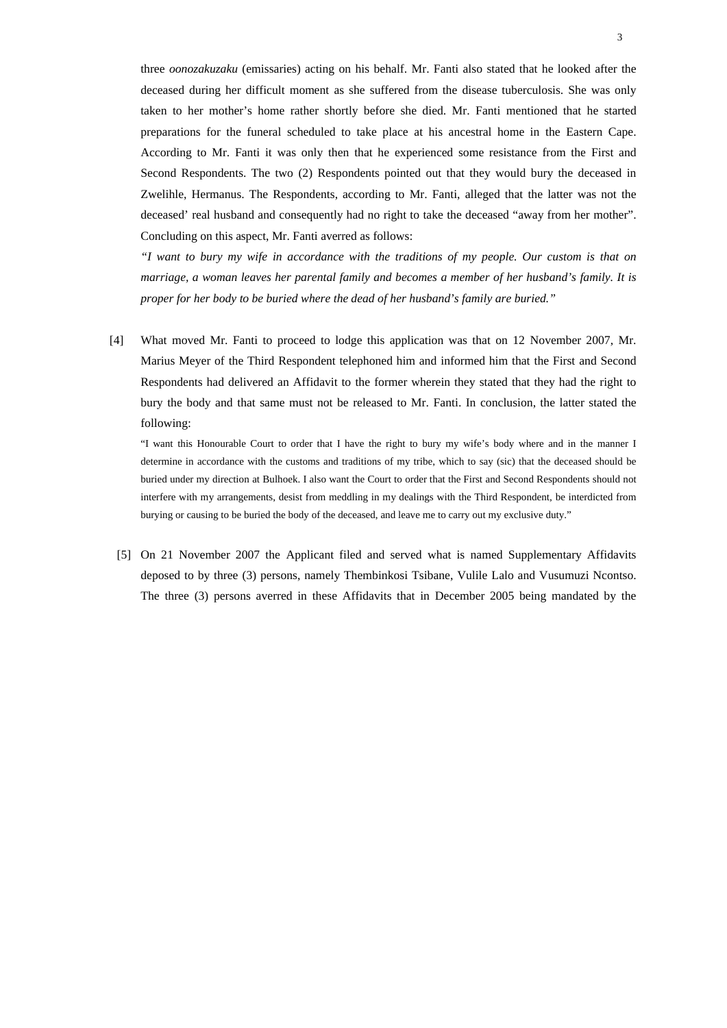three *oonozakuzaku* (emissaries) acting on his behalf. Mr. Fanti also stated that he looked after the deceased during her difficult moment as she suffered from the disease tuberculosis. She was only taken to her mother's home rather shortly before she died. Mr. Fanti mentioned that he started preparations for the funeral scheduled to take place at his ancestral home in the Eastern Cape. According to Mr. Fanti it was only then that he experienced some resistance from the First and Second Respondents. The two (2) Respondents pointed out that they would bury the deceased in Zwelihle, Hermanus. The Respondents, according to Mr. Fanti, alleged that the latter was not the deceased' real husband and consequently had no right to take the deceased "away from her mother". Concluding on this aspect, Mr. Fanti averred as follows:

*"I want to bury my wife in accordance with the traditions of my people. Our custom is that on marriage, a woman leaves her parental family and becomes a member of her husband's family. It is proper for her body to be buried where the dead of her husband's family are buried."*

[4] What moved Mr. Fanti to proceed to lodge this application was that on 12 November 2007, Mr. Marius Meyer of the Third Respondent telephoned him and informed him that the First and Second Respondents had delivered an Affidavit to the former wherein they stated that they had the right to bury the body and that same must not be released to Mr. Fanti. In conclusion, the latter stated the following:

"I want this Honourable Court to order that I have the right to bury my wife's body where and in the manner I determine in accordance with the customs and traditions of my tribe, which to say (sic) that the deceased should be buried under my direction at Bulhoek. I also want the Court to order that the First and Second Respondents should not interfere with my arrangements, desist from meddling in my dealings with the Third Respondent, be interdicted from burying or causing to be buried the body of the deceased, and leave me to carry out my exclusive duty."

[5] On 21 November 2007 the Applicant filed and served what is named Supplementary Affidavits deposed to by three (3) persons, namely Thembinkosi Tsibane, Vulile Lalo and Vusumuzi Ncontso. The three (3) persons averred in these Affidavits that in December 2005 being mandated by the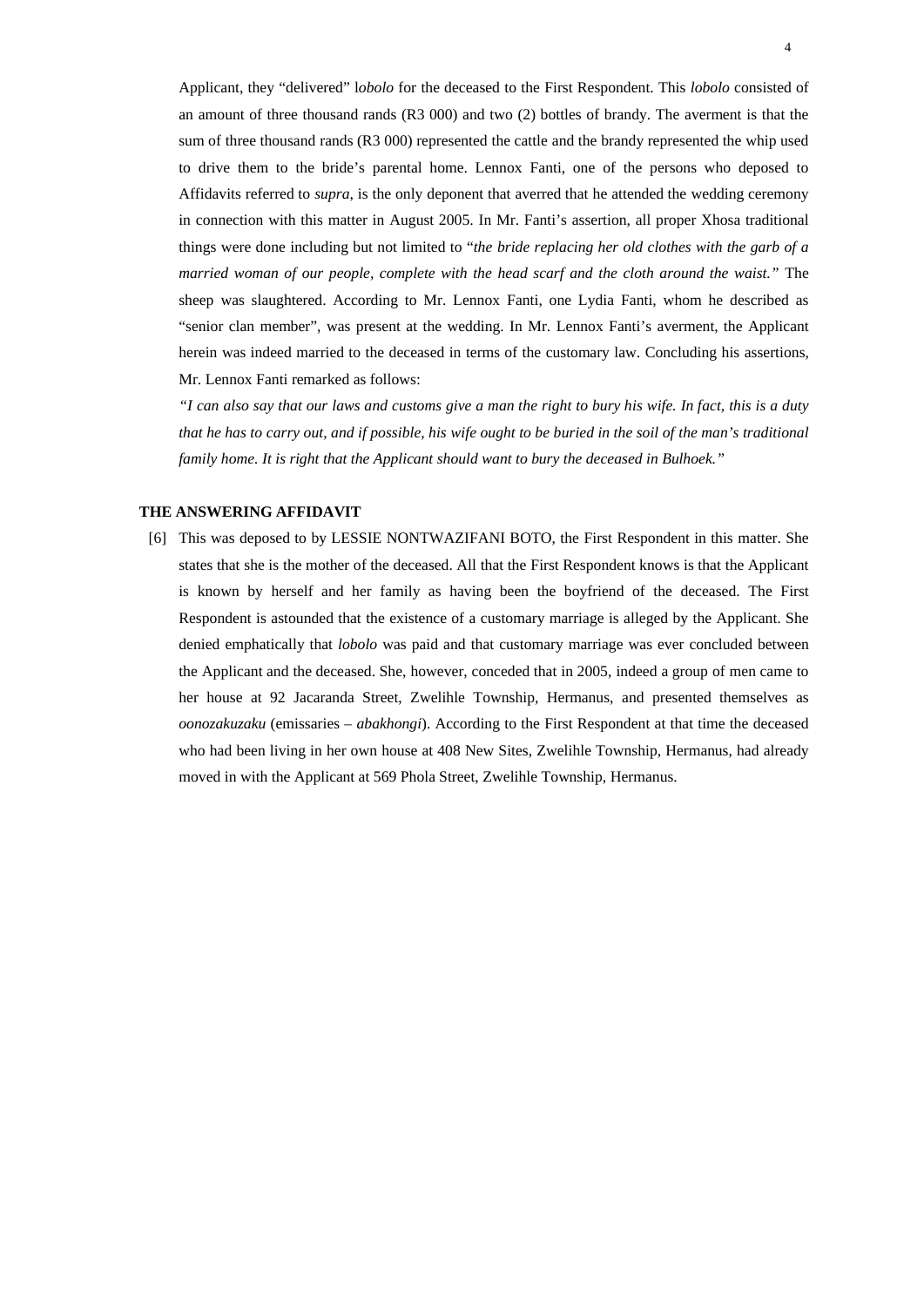Applicant, they "delivered" l*obolo* for the deceased to the First Respondent. This *lobolo* consisted of an amount of three thousand rands (R3 000) and two (2) bottles of brandy. The averment is that the sum of three thousand rands (R3 000) represented the cattle and the brandy represented the whip used to drive them to the bride's parental home. Lennox Fanti, one of the persons who deposed to Affidavits referred to *supra*, is the only deponent that averred that he attended the wedding ceremony in connection with this matter in August 2005. In Mr. Fanti's assertion, all proper Xhosa traditional things were done including but not limited to "*the bride replacing her old clothes with the garb of a married woman of our people, complete with the head scarf and the cloth around the waist."* The sheep was slaughtered. According to Mr. Lennox Fanti, one Lydia Fanti, whom he described as "senior clan member", was present at the wedding. In Mr. Lennox Fanti's averment, the Applicant herein was indeed married to the deceased in terms of the customary law. Concluding his assertions, Mr. Lennox Fanti remarked as follows:

*"I can also say that our laws and customs give a man the right to bury his wife. In fact, this is a duty that he has to carry out, and if possible, his wife ought to be buried in the soil of the man's traditional family home. It is right that the Applicant should want to bury the deceased in Bulhoek."*

**THE ANSWERING AFFIDAVIT**

[6] This was deposed to by LESSIE NONTWAZIFANI BOTO, the First Respondent in this matter. She states that she is the mother of the deceased. All that the First Respondent knows is that the Applicant is known by herself and her family as having been the boyfriend of the deceased. The First Respondent is astounded that the existence of a customary marriage is alleged by the Applicant. She denied emphatically that *lobolo* was paid and that customary marriage was ever concluded between the Applicant and the deceased. She, however, conceded that in 2005, indeed a group of men came to her house at 92 Jacaranda Street, Zwelihle Township, Hermanus, and presented themselves as *oonozakuzaku* (emissaries – *abakhongi*). According to the First Respondent at that time the deceased who had been living in her own house at 408 New Sites, Zwelihle Township, Hermanus, had already moved in with the Applicant at 569 Phola Street, Zwelihle Township, Hermanus.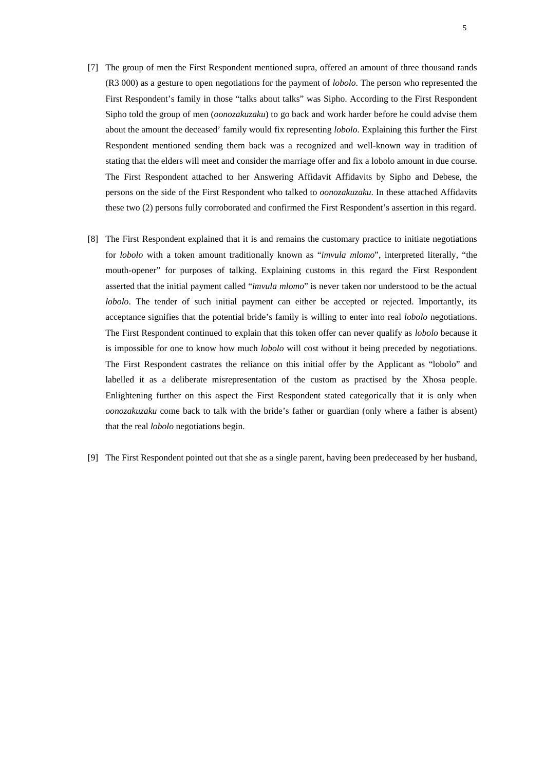[7] The group of men the First Respondent mentioned supra, offered an amount of three thousand rands (R3 000) as a gesture to open negotiations for the payment of *lobolo*. The person who represented the First Respondent's family in those "talks about talks" was Sipho. According to the First Respondent Sipho told the group of men (*oonozakuzaku*) to go back and work harder before he could advise them about the amount the deceased' family would fix representing *lobolo*. Explaining this further the First Respondent mentioned sending them back was a recognized and well-known way in tradition of stating that the elders will meet and consider the marriage offer and fix a lobolo amount in due course. The First Respondent attached to her Answering Affidavit Affidavits by Sipho and Debese, the persons on the side of the First Respondent who talked to *oonozakuzaku*. In these attached Affidavits these two (2) persons fully corroborated and confirmed the First Respondent's assertion in this regard.

[8] The First Respondent explained that it is and remains the customary practice to initiate negotiations for *lobolo* with a token amount traditionally known as "*imvula mlomo*", interpreted literally, "the mouth-opener" for purposes of talking. Explaining customs in this regard the First Respondent asserted that the initial payment called "*imvula mlomo*" is never taken nor understood to be the actual *lobolo*. The tender of such initial payment can either be accepted or rejected. Importantly, its acceptance signifies that the potential bride's family is willing to enter into real *lobolo* negotiations. The First Respondent continued to explain that this token offer can never qualify as *lobolo* because it is impossible for one to know how much *lobolo* will cost without it being preceded by negotiations. The First Respondent castrates the reliance on this initial offer by the Applicant as "lobolo" and labelled it as a deliberate misrepresentation of the custom as practised by the Xhosa people. Enlightening further on this aspect the First Respondent stated categorically that it is only when *oonozakuzaku* come back to talk with the bride's father or guardian (only where a father is absent) that the real *lobolo* negotiations begin.

[9] The First Respondent pointed out that she as a single parent, having been predeceased by her husband,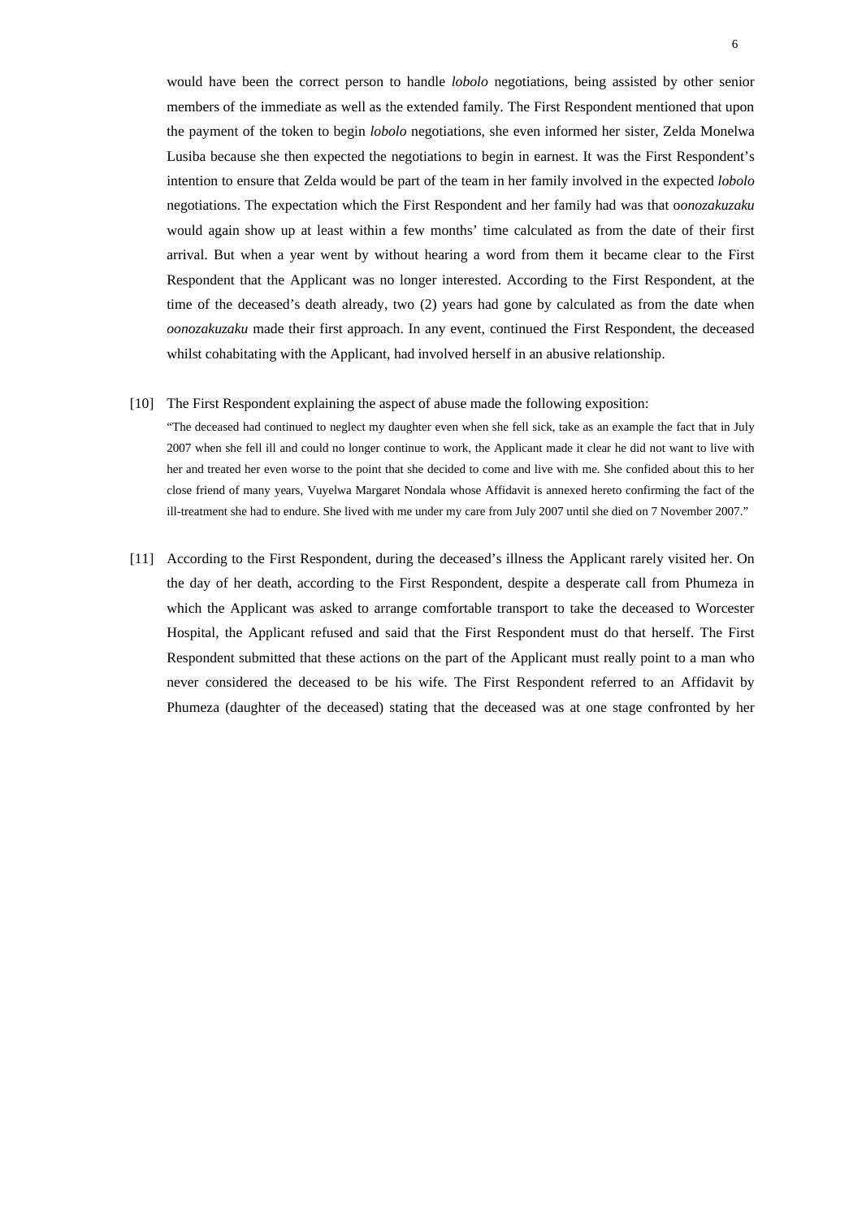would have been the correct person to handle *lobolo* negotiations, being assisted by other senior members of the immediate as well as the extended family. The First Respondent mentioned that upon the payment of the token to begin *lobolo* negotiations, she even informed her sister, Zelda Monelwa Lusiba because she then expected the negotiations to begin in earnest. It was the First Respondent's intention to ensure that Zelda would be part of the team in her family involved in the expected *lobolo* negotiations. The expectation which the First Respondent and her family had was that o*onozakuzaku* would again show up at least within a few months' time calculated as from the date of their first arrival. But when a year went by without hearing a word from them it became clear to the First Respondent that the Applicant was no longer interested. According to the First Respondent, at the time of the deceased's death already, two (2) years had gone by calculated as from the date when *oonozakuzaku* made their first approach. In any event, continued the First Respondent, the deceased whilst cohabitating with the Applicant, had involved herself in an abusive relationship.

[10] The First Respondent explaining the aspect of abuse made the following exposition:

> "The deceased had continued to neglect my daughter even when she fell sick, take as an example the fact that in July 2007 when she fell ill and could no longer continue to work, the Applicant made it clear he did not want to live with her and treated her even worse to the point that she decided to come and live with me. She confided about this to her close friend of many years, Vuyelwa Margaret Nondala whose Affidavit is annexed hereto confirming the fact of the ill-treatment she had to endure. She lived with me under my care from July 2007 until she died on 7 November 2007."

[11] According to the First Respondent, during the deceased's illness the Applicant rarely visited her. On the day of her death, according to the First Respondent, despite a desperate call from Phumeza in which the Applicant was asked to arrange comfortable transport to take the deceased to Worcester Hospital, the Applicant refused and said that the First Respondent must do that herself. The First Respondent submitted that these actions on the part of the Applicant must really point to a man who never considered the deceased to be his wife. The First Respondent referred to an Affidavit by Phumeza (daughter of the deceased) stating that the deceased was at one stage confronted by her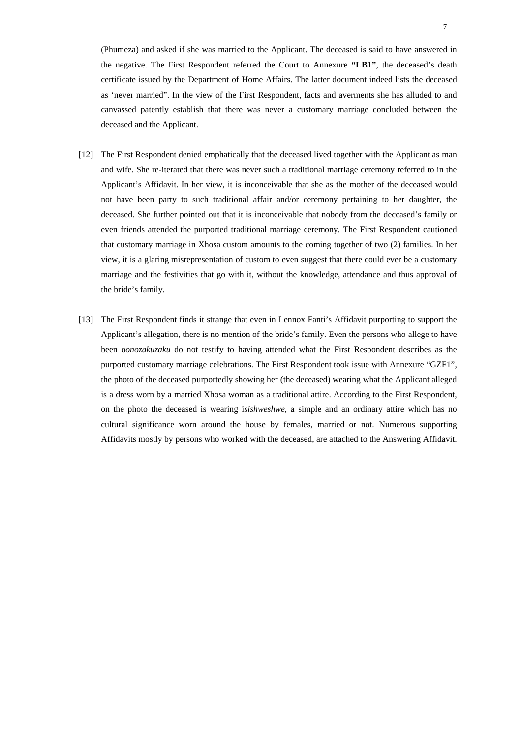(Phumeza) and asked if she was married to the Applicant. The deceased is said to have answered in the negative. The First Respondent referred the Court to Annexure **"LB1"**, the deceased's death certificate issued by the Department of Home Affairs. The latter document indeed lists the deceased as 'never married". In the view of the First Respondent, facts and averments she has alluded to and canvassed patently establish that there was never a customary marriage concluded between the deceased and the Applicant.

[12] The First Respondent denied emphatically that the deceased lived together with the Applicant as man and wife. She re-iterated that there was never such a traditional marriage ceremony referred to in the Applicant's Affidavit. In her view, it is inconceivable that she as the mother of the deceased would not have been party to such traditional affair and/or ceremony pertaining to her daughter, the deceased. She further pointed out that it is inconceivable that nobody from the deceased's family or even friends attended the purported traditional marriage ceremony. The First Respondent cautioned that customary marriage in Xhosa custom amounts to the coming together of two (2) families. In her view, it is a glaring misrepresentation of custom to even suggest that there could ever be a customary marriage and the festivities that go with it, without the knowledge, attendance and thus approval of the bride's family.

[13] The First Respondent finds it strange that even in Lennox Fanti's Affidavit purporting to support the Applicant's allegation, there is no mention of the bride's family. Even the persons who allege to have been o*onozakuzaku* do not testify to having attended what the First Respondent describes as the purported customary marriage celebrations. The First Respondent took issue with Annexure "GZF1", the photo of the deceased purportedly showing her (the deceased) wearing what the Applicant alleged is a dress worn by a married Xhosa woman as a traditional attire. According to the First Respondent, on the photo the deceased is wearing i*sishweshwe*, a simple and an ordinary attire which has no cultural significance worn around the house by females, married or not. Numerous supporting Affidavits mostly by persons who worked with the deceased, are attached to the Answering Affidavit.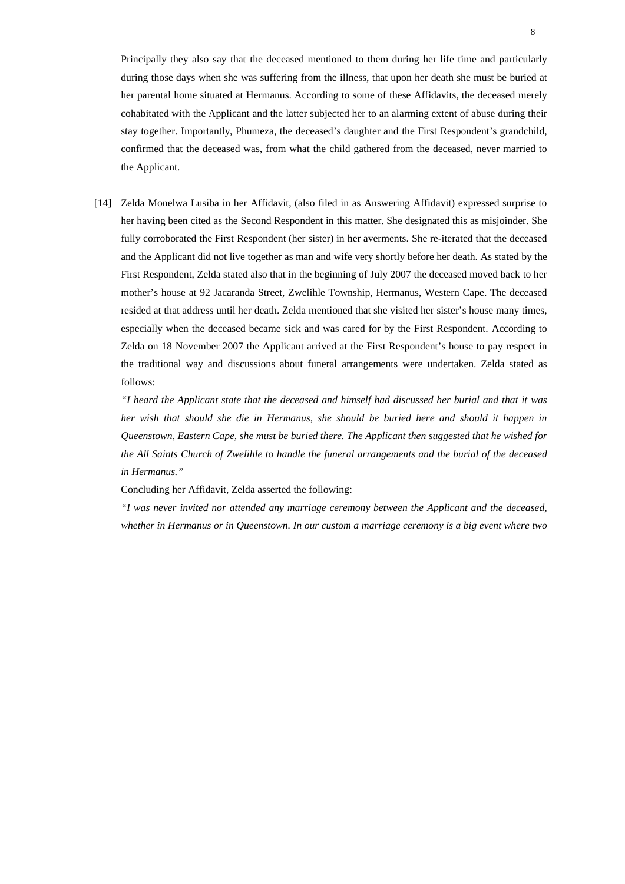Principally they also say that the deceased mentioned to them during her life time and particularly during those days when she was suffering from the illness, that upon her death she must be buried at her parental home situated at Hermanus. According to some of these Affidavits, the deceased merely cohabitated with the Applicant and the latter subjected her to an alarming extent of abuse during their stay together. Importantly, Phumeza, the deceased's daughter and the First Respondent's grandchild, confirmed that the deceased was, from what the child gathered from the deceased, never married to the Applicant.

[14] Zelda Monelwa Lusiba in her Affidavit, (also filed in as Answering Affidavit) expressed surprise to her having been cited as the Second Respondent in this matter. She designated this as misjoinder. She fully corroborated the First Respondent (her sister) in her averments. She re-iterated that the deceased and the Applicant did not live together as man and wife very shortly before her death. As stated by the First Respondent, Zelda stated also that in the beginning of July 2007 the deceased moved back to her mother's house at 92 Jacaranda Street, Zwelihle Township, Hermanus, Western Cape. The deceased resided at that address until her death. Zelda mentioned that she visited her sister's house many times, especially when the deceased became sick and was cared for by the First Respondent. According to Zelda on 18 November 2007 the Applicant arrived at the First Respondent's house to pay respect in the traditional way and discussions about funeral arrangements were undertaken. Zelda stated as follows:

*"I heard the Applicant state that the deceased and himself had discussed her burial and that it was her wish that should she die in Hermanus, she should be buried here and should it happen in Queenstown, Eastern Cape, she must be buried there. The Applicant then suggested that he wished for the All Saints Church of Zwelihle to handle the funeral arrangements and the burial of the deceased in Hermanus."*

Concluding her Affidavit, Zelda asserted the following:

*"I was never invited nor attended any marriage ceremony between the Applicant and the deceased, whether in Hermanus or in Queenstown. In our custom a marriage ceremony is a big event where two*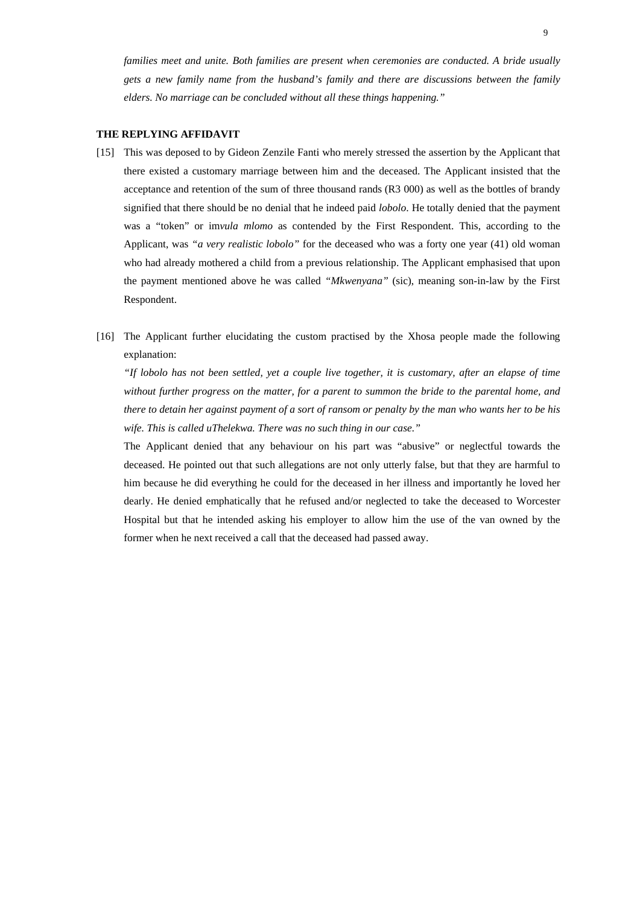*families meet and unite. Both families are present when ceremonies are conducted. A bride usually gets a new family name from the husband's family and there are discussions between the family elders. No marriage can be concluded without all these things happening."*

**THE REPLYING AFFIDAVIT**

[15] This was deposed to by Gideon Zenzile Fanti who merely stressed the assertion by the Applicant that there existed a customary marriage between him and the deceased. The Applicant insisted that the acceptance and retention of the sum of three thousand rands (R3 000) as well as the bottles of brandy signified that there should be no denial that he indeed paid *lobolo*. He totally denied that the payment was a "token" or im*vula mlomo* as contended by the First Respondent. This, according to the Applicant, was *"a very realistic lobolo"* for the deceased who was a forty one year (41) old woman who had already mothered a child from a previous relationship. The Applicant emphasised that upon the payment mentioned above he was called *"Mkwenyana"* (sic), meaning son-in-law by the First Respondent.

[16] The Applicant further elucidating the custom practised by the Xhosa people made the following explanation:

*"If lobolo has not been settled, yet a couple live together, it is customary, after an elapse of time without further progress on the matter, for a parent to summon the bride to the parental home, and there to detain her against payment of a sort of ransom or penalty by the man who wants her to be his wife. This is called uThelekwa. There was no such thing in our case."*

The Applicant denied that any behaviour on his part was "abusive" or neglectful towards the deceased. He pointed out that such allegations are not only utterly false, but that they are harmful to him because he did everything he could for the deceased in her illness and importantly he loved her dearly. He denied emphatically that he refused and/or neglected to take the deceased to Worcester Hospital but that he intended asking his employer to allow him the use of the van owned by the former when he next received a call that the deceased had passed away.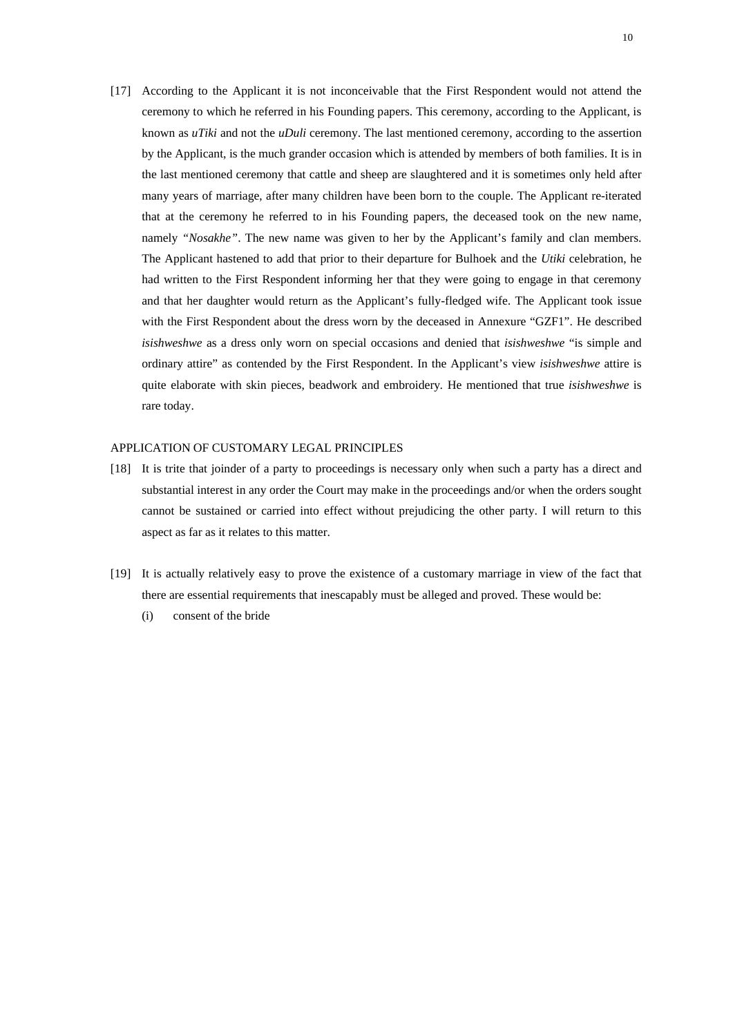[17] According to the Applicant it is not inconceivable that the First Respondent would not attend the ceremony to which he referred in his Founding papers. This ceremony, according to the Applicant, is known as *uTiki* and not the *uDuli* ceremony. The last mentioned ceremony, according to the assertion by the Applicant, is the much grander occasion which is attended by members of both families. It is in the last mentioned ceremony that cattle and sheep are slaughtered and it is sometimes only held after many years of marriage, after many children have been born to the couple. The Applicant re-iterated that at the ceremony he referred to in his Founding papers, the deceased took on the new name, namely "*Nosakhe"*. The new name was given to her by the Applicant's family and clan members. The Applicant hastened to add that prior to their departure for Bulhoek and the *Utiki* celebration, he had written to the First Respondent informing her that they were going to engage in that ceremony and that her daughter would return as the Applicant's fully-fledged wife. The Applicant took issue with the First Respondent about the dress worn by the deceased in Annexure "GZF1". He described *isishweshwe* as a dress only worn on special occasions and denied that *isishweshwe* "is simple and ordinary attire" as contended by the First Respondent. In the Applicant's view *isishweshwe* attire is quite elaborate with skin pieces, beadwork and embroidery. He mentioned that true *isishweshwe* is rare today.

APPLICATION OF CUSTOMARY LEGAL PRINCIPLES

[18] It is trite that joinder of a party to proceedings is necessary only when such a party has a direct and substantial interest in any order the Court may make in the proceedings and/or when the orders sought cannot be sustained or carried into effect without prejudicing the other party. I will return to this aspect as far as it relates to this matter.

[19] It is actually relatively easy to prove the existence of a customary marriage in view of the fact that there are essential requirements that inescapably must be alleged and proved. These would be:

(i) consent of the bride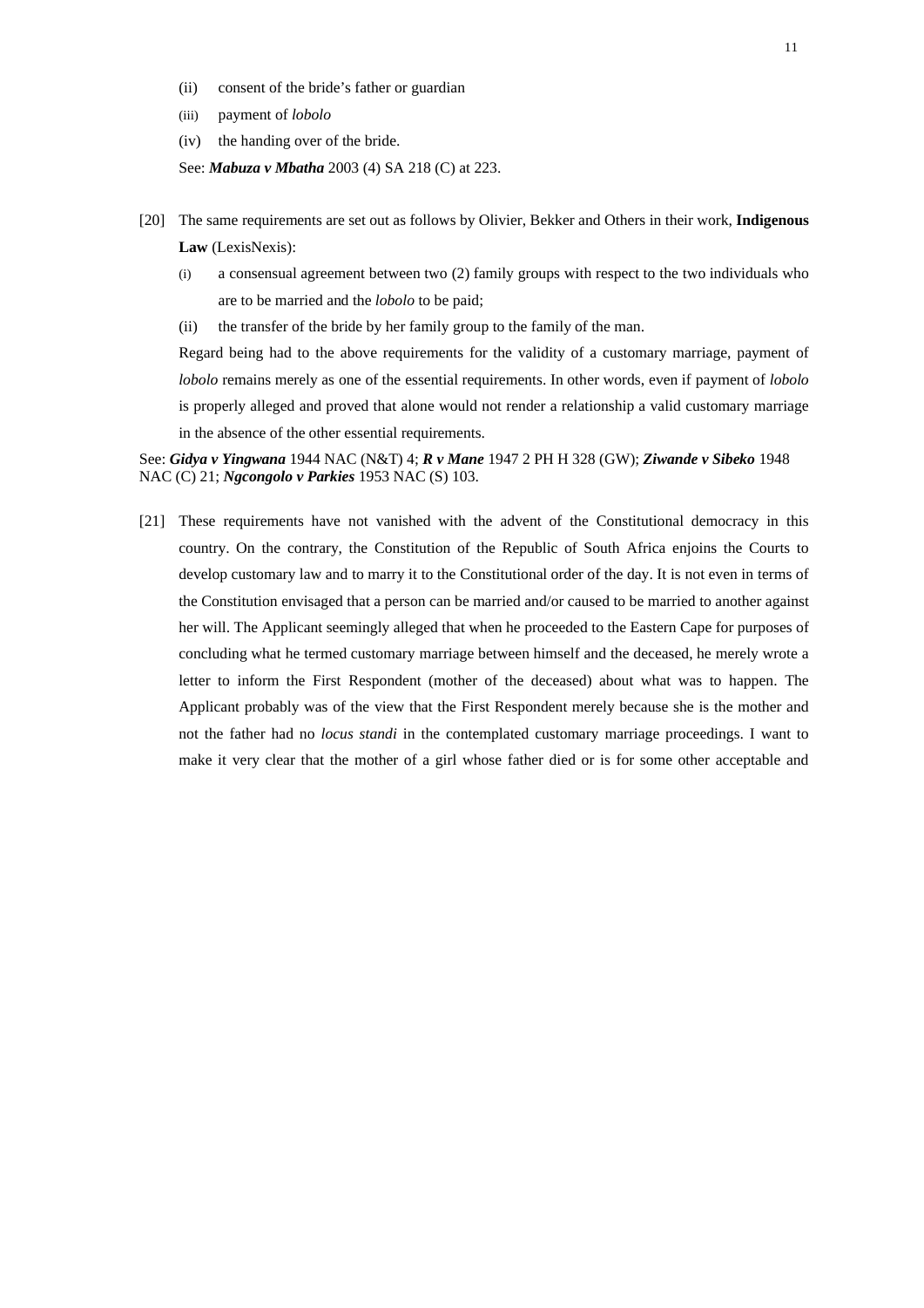(ii) consent of the bride's father or guardian

(iii) payment of *lobolo*

(iv) the handing over of the bride.

See: ***Mabuza v Mbatha*** 2003 (4) SA 218 (C) at 223.

[20] The same requirements are set out as follows by Olivier, Bekker and Others in their work, **Indigenous Law** (LexisNexis):

(i) a consensual agreement between two (2) family groups with respect to the two individuals who are to be married and the *lobolo* to be paid;

(ii) the transfer of the bride by her family group to the family of the man.

Regard being had to the above requirements for the validity of a customary marriage, payment of *lobolo* remains merely as one of the essential requirements. In other words, even if payment of *lobolo* is properly alleged and proved that alone would not render a relationship a valid customary marriage in the absence of the other essential requirements.

See: ***Gidya v Yingwana*** 1944 NAC (N&T) 4; ***R v Mane*** 1947 2 PH H 328 (GW); ***Ziwande v Sibeko*** 1948 NAC (C) 21; ***Ngcongolo v Parkies*** 1953 NAC (S) 103.

[21] These requirements have not vanished with the advent of the Constitutional democracy in this country. On the contrary, the Constitution of the Republic of South Africa enjoins the Courts to develop customary law and to marry it to the Constitutional order of the day. It is not even in terms of the Constitution envisaged that a person can be married and/or caused to be married to another against her will. The Applicant seemingly alleged that when he proceeded to the Eastern Cape for purposes of concluding what he termed customary marriage between himself and the deceased, he merely wrote a letter to inform the First Respondent (mother of the deceased) about what was to happen. The Applicant probably was of the view that the First Respondent merely because she is the mother and not the father had no *locus standi* in the contemplated customary marriage proceedings. I want to make it very clear that the mother of a girl whose father died or is for some other acceptable and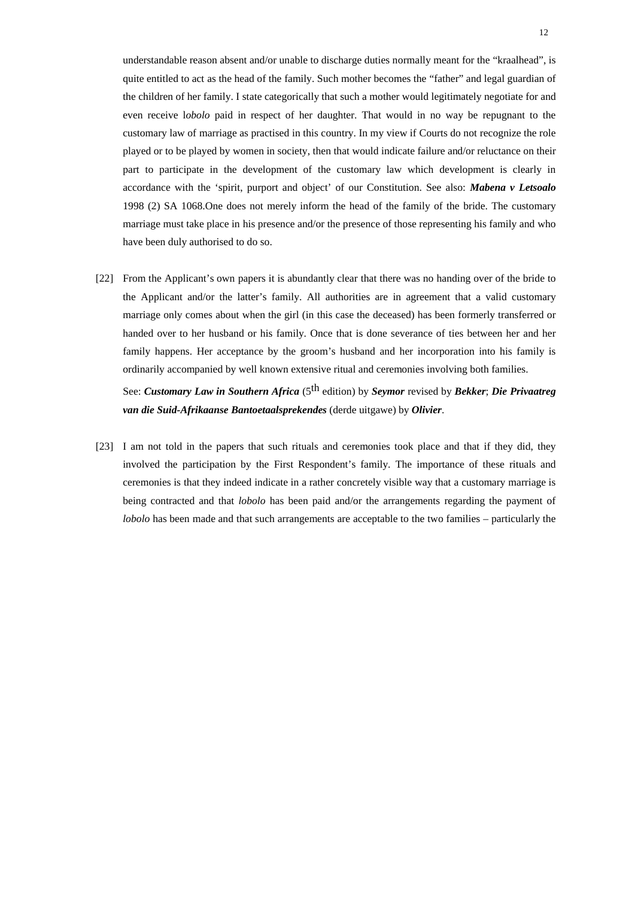understandable reason absent and/or unable to discharge duties normally meant for the "kraalhead", is quite entitled to act as the head of the family. Such mother becomes the "father" and legal guardian of the children of her family. I state categorically that such a mother would legitimately negotiate for and even receive l*obolo* paid in respect of her daughter. That would in no way be repugnant to the customary law of marriage as practised in this country. In my view if Courts do not recognize the role played or to be played by women in society, then that would indicate failure and/or reluctance on their part to participate in the development of the customary law which development is clearly in accordance with the 'spirit, purport and object' of our Constitution. See also: ***Mabena v Letsoalo*** 1998 (2) SA 1068.One does not merely inform the head of the family of the bride. The customary marriage must take place in his presence and/or the presence of those representing his family and who have been duly authorised to do so.

[22] From the Applicant's own papers it is abundantly clear that there was no handing over of the bride to the Applicant and/or the latter's family. All authorities are in agreement that a valid customary marriage only comes about when the girl (in this case the deceased) has been formerly transferred or handed over to her husband or his family. Once that is done severance of ties between her and her family happens. Her acceptance by the groom's husband and her incorporation into his family is ordinarily accompanied by well known extensive ritual and ceremonies involving both families.

See: ***Customary Law in Southern Africa*** (5th edition) by ***Seymor*** revised by ***Bekker***; ***Die Privaatreg van die Suid-Afrikaanse Bantoetaalsprekendes*** (derde uitgawe) by ***Olivier***.

[23] I am not told in the papers that such rituals and ceremonies took place and that if they did, they involved the participation by the First Respondent's family. The importance of these rituals and ceremonies is that they indeed indicate in a rather concretely visible way that a customary marriage is being contracted and that *lobolo* has been paid and/or the arrangements regarding the payment of *lobolo* has been made and that such arrangements are acceptable to the two families – particularly the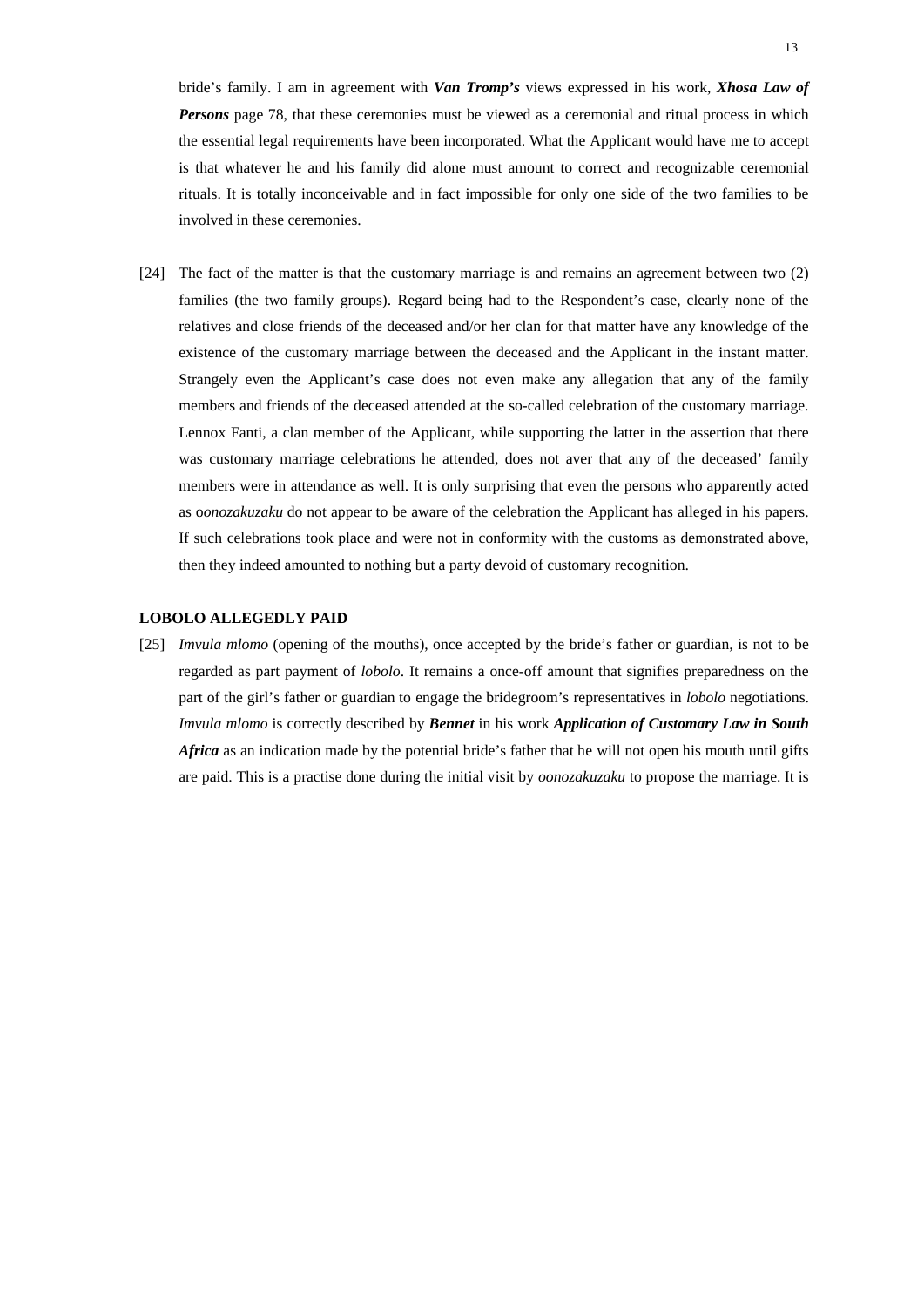bride's family. I am in agreement with ***Van Tromp's*** views expressed in his work, ***Xhosa Law of Persons*** page 78, that these ceremonies must be viewed as a ceremonial and ritual process in which the essential legal requirements have been incorporated. What the Applicant would have me to accept is that whatever he and his family did alone must amount to correct and recognizable ceremonial rituals. It is totally inconceivable and in fact impossible for only one side of the two families to be involved in these ceremonies.

[24] The fact of the matter is that the customary marriage is and remains an agreement between two (2) families (the two family groups). Regard being had to the Respondent's case, clearly none of the relatives and close friends of the deceased and/or her clan for that matter have any knowledge of the existence of the customary marriage between the deceased and the Applicant in the instant matter. Strangely even the Applicant's case does not even make any allegation that any of the family members and friends of the deceased attended at the so-called celebration of the customary marriage. Lennox Fanti, a clan member of the Applicant, while supporting the latter in the assertion that there was customary marriage celebrations he attended, does not aver that any of the deceased' family members were in attendance as well. It is only surprising that even the persons who apparently acted as o*onozakuzaku* do not appear to be aware of the celebration the Applicant has alleged in his papers. If such celebrations took place and were not in conformity with the customs as demonstrated above, then they indeed amounted to nothing but a party devoid of customary recognition.

**LOBOLO ALLEGEDLY PAID**

[25] *Imvula mlomo* (opening of the mouths), once accepted by the bride's father or guardian, is not to be regarded as part payment of *lobolo*. It remains a once-off amount that signifies preparedness on the part of the girl's father or guardian to engage the bridegroom's representatives in *lobolo* negotiations. *Imvula mlomo* is correctly described by ***Bennet*** in his work ***Application of Customary Law in South Africa*** as an indication made by the potential bride's father that he will not open his mouth until gifts are paid. This is a practise done during the initial visit by *oonozakuzaku* to propose the marriage. It is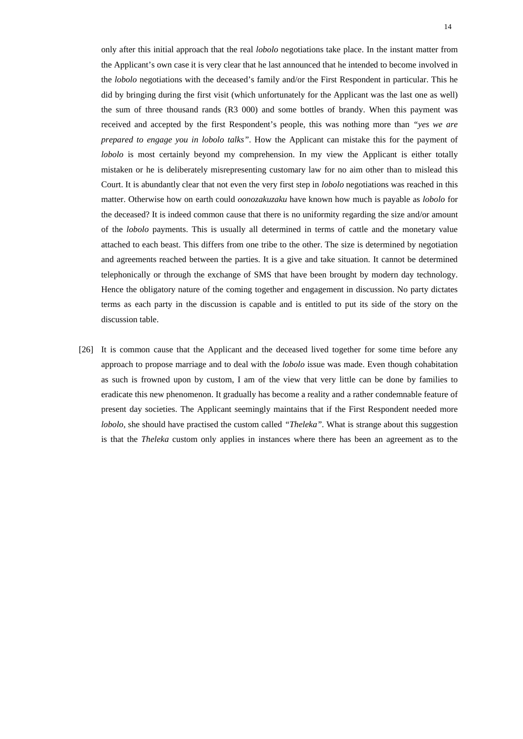only after this initial approach that the real *lobolo* negotiations take place. In the instant matter from the Applicant's own case it is very clear that he last announced that he intended to become involved in the *lobolo* negotiations with the deceased's family and/or the First Respondent in particular. This he did by bringing during the first visit (which unfortunately for the Applicant was the last one as well) the sum of three thousand rands (R3 000) and some bottles of brandy. When this payment was received and accepted by the first Respondent's people, this was nothing more than *"yes we are prepared to engage you in lobolo talks"*. How the Applicant can mistake this for the payment of *lobolo* is most certainly beyond my comprehension. In my view the Applicant is either totally mistaken or he is deliberately misrepresenting customary law for no aim other than to mislead this Court. It is abundantly clear that not even the very first step in *lobolo* negotiations was reached in this matter. Otherwise how on earth could *oonozakuzaku* have known how much is payable as *lobolo* for the deceased? It is indeed common cause that there is no uniformity regarding the size and/or amount of the *lobolo* payments. This is usually all determined in terms of cattle and the monetary value attached to each beast. This differs from one tribe to the other. The size is determined by negotiation and agreements reached between the parties. It is a give and take situation. It cannot be determined telephonically or through the exchange of SMS that have been brought by modern day technology. Hence the obligatory nature of the coming together and engagement in discussion. No party dictates terms as each party in the discussion is capable and is entitled to put its side of the story on the discussion table.

[26] It is common cause that the Applicant and the deceased lived together for some time before any approach to propose marriage and to deal with the *lobolo* issue was made. Even though cohabitation as such is frowned upon by custom, I am of the view that very little can be done by families to eradicate this new phenomenon. It gradually has become a reality and a rather condemnable feature of present day societies. The Applicant seemingly maintains that if the First Respondent needed more *lobolo*, she should have practised the custom called *"Theleka"*. What is strange about this suggestion is that the *Theleka* custom only applies in instances where there has been an agreement as to the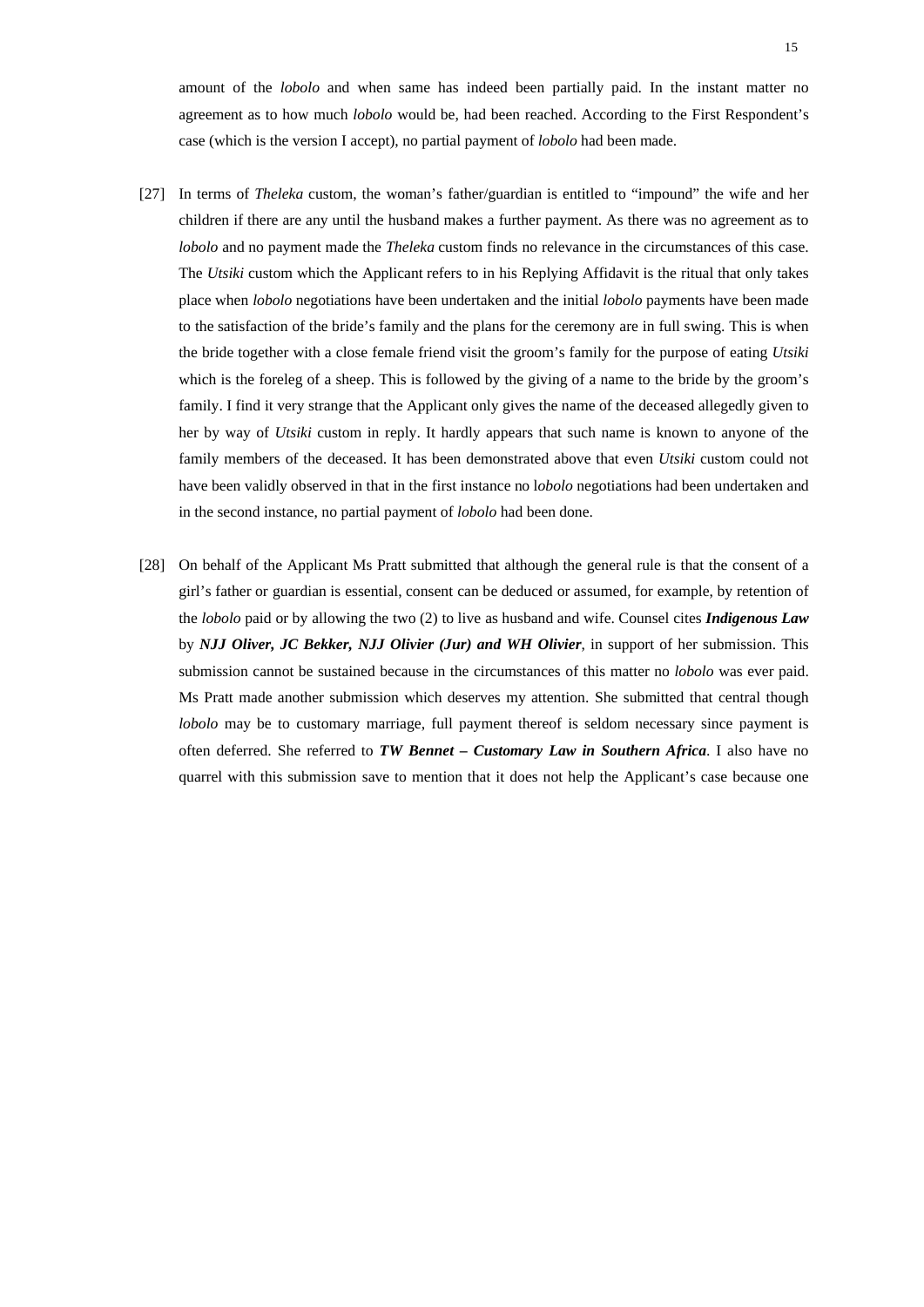amount of the *lobolo* and when same has indeed been partially paid. In the instant matter no agreement as to how much *lobolo* would be, had been reached. According to the First Respondent's case (which is the version I accept), no partial payment of *lobolo* had been made.

[27] In terms of *Theleka* custom, the woman's father/guardian is entitled to "impound" the wife and her children if there are any until the husband makes a further payment. As there was no agreement as to *lobolo* and no payment made the *Theleka* custom finds no relevance in the circumstances of this case. The *Utsiki* custom which the Applicant refers to in his Replying Affidavit is the ritual that only takes place when *lobolo* negotiations have been undertaken and the initial *lobolo* payments have been made to the satisfaction of the bride's family and the plans for the ceremony are in full swing. This is when the bride together with a close female friend visit the groom's family for the purpose of eating *Utsiki* which is the foreleg of a sheep. This is followed by the giving of a name to the bride by the groom's family. I find it very strange that the Applicant only gives the name of the deceased allegedly given to her by way of *Utsiki* custom in reply. It hardly appears that such name is known to anyone of the family members of the deceased. It has been demonstrated above that even *Utsiki* custom could not have been validly observed in that in the first instance no l*obolo* negotiations had been undertaken and in the second instance, no partial payment of *lobolo* had been done.

[28] On behalf of the Applicant Ms Pratt submitted that although the general rule is that the consent of a girl's father or guardian is essential, consent can be deduced or assumed, for example, by retention of the *lobolo* paid or by allowing the two (2) to live as husband and wife. Counsel cites ***Indigenous Law*** by ***NJJ Oliver, JC Bekker, NJJ Olivier (Jur) and WH Olivier***, in support of her submission. This submission cannot be sustained because in the circumstances of this matter no *lobolo* was ever paid. Ms Pratt made another submission which deserves my attention. She submitted that central though *lobolo* may be to customary marriage, full payment thereof is seldom necessary since payment is often deferred. She referred to ***TW Bennet – Customary Law in Southern Africa***. I also have no quarrel with this submission save to mention that it does not help the Applicant's case because one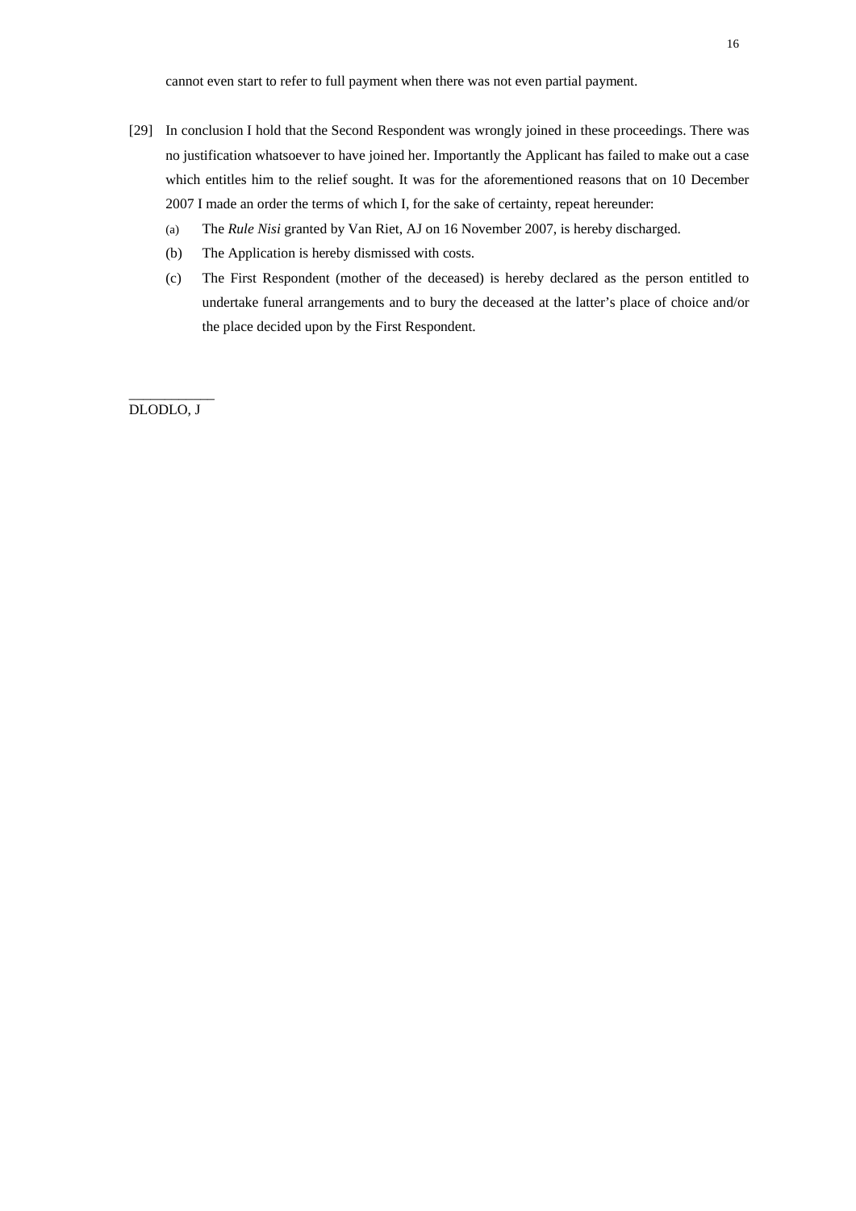cannot even start to refer to full payment when there was not even partial payment.

[29] In conclusion I hold that the Second Respondent was wrongly joined in these proceedings. There was no justification whatsoever to have joined her. Importantly the Applicant has failed to make out a case which entitles him to the relief sought. It was for the aforementioned reasons that on 10 December 2007 I made an order the terms of which I, for the sake of certainty, repeat hereunder:

(a) The *Rule Nisi* granted by Van Riet, AJ on 16 November 2007, is hereby discharged.

(b) The Application is hereby dismissed with costs.

(c) The First Respondent (mother of the deceased) is hereby declared as the person entitled to undertake funeral arrangements and to bury the deceased at the latter's place of choice and/or the place decided upon by the First Respondent.

\_\_\_\_\_\_\_\_\_\_\_\_

DLODLO, J